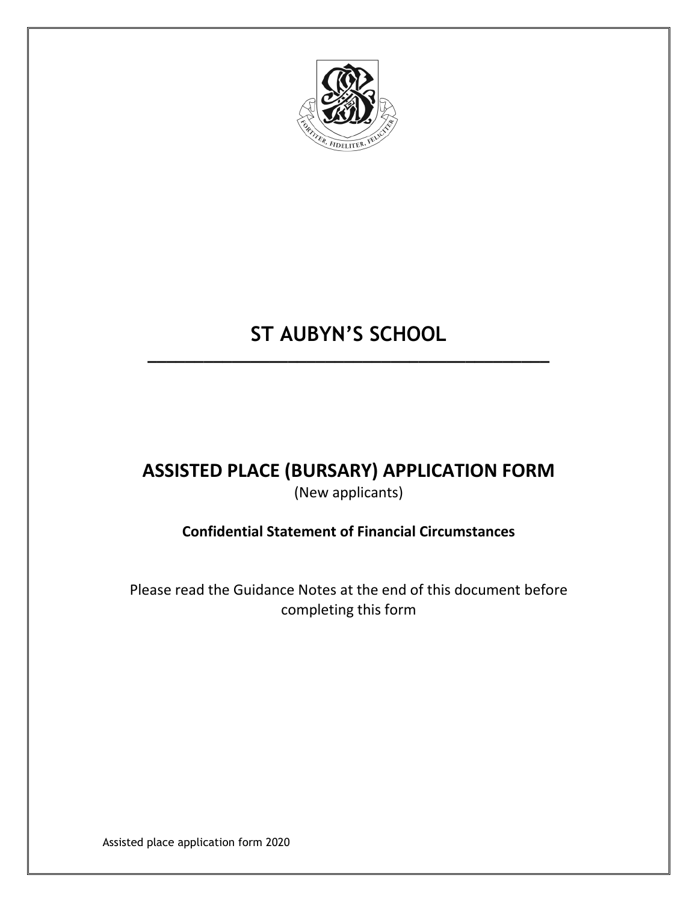# ST AUBYN'S SCHOOL

## ASSISTED PLACE (BURSARY) APPLICATION FORM

(New applicants)

**Confidential Statement of Financial Circumstances**

Please read the Guidance Notes at the end of this document before completing this form

Assisted place application form 2020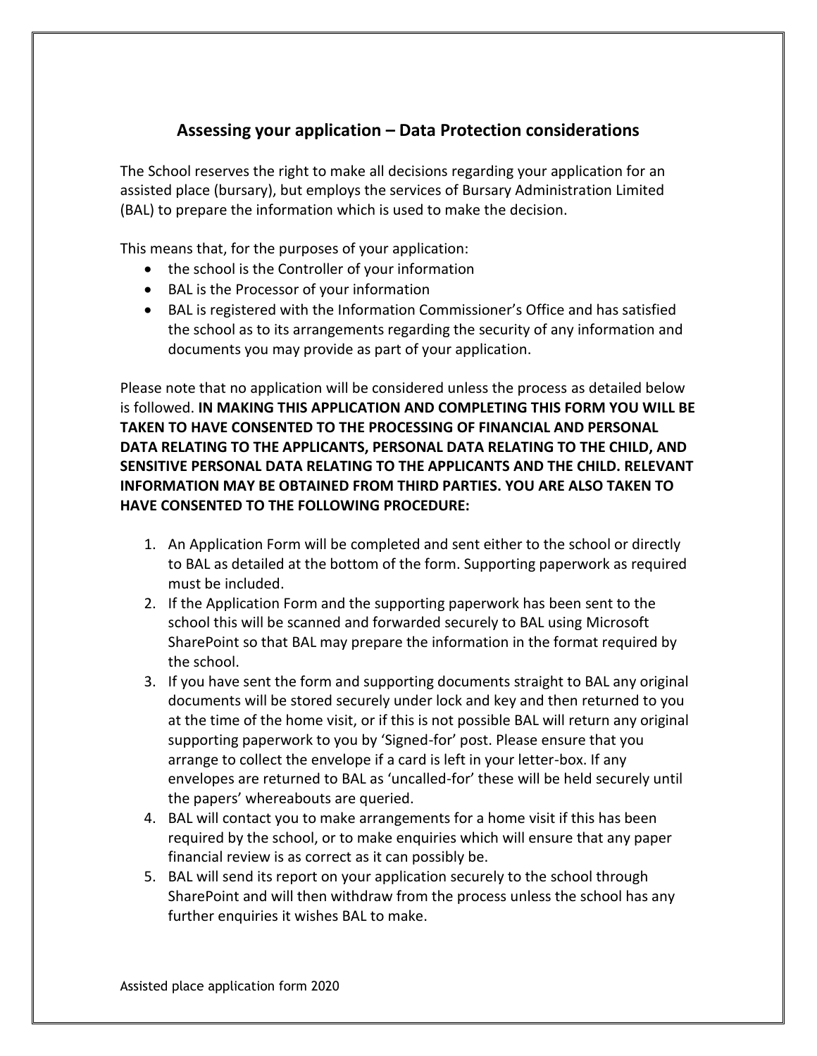## Assessing your application – Data Protection considerations

The School reserves the right to make all decisions regarding your application for an assisted place (bursary), but employs the services of Bursary Administration Limited (BAL) to prepare the information which is used to make the decision.

This means that, for the purposes of your application:

- the school is the Controller of your information
- BAL is the Processor of your information
- BAL is registered with the Information Commissioner's Office and has satisfied the school as to its arrangements regarding the security of any information and documents you may provide as part of your application.

Please note that no application will be considered unless the process as detailed below is followed. **IN MAKING THIS APPLICATION AND COMPLETING THIS FORM YOU WILL BE TAKEN TO HAVE CONSENTED TO THE PROCESSING OF FINANCIAL AND PERSONAL DATA RELATING TO THE APPLICANTS, PERSONAL DATA RELATING TO THE CHILD, AND SENSITIVE PERSONAL DATA RELATING TO THE APPLICANTS AND THE CHILD. RELEVANT INFORMATION MAY BE OBTAINED FROM THIRD PARTIES. YOU ARE ALSO TAKEN TO HAVE CONSENTED TO THE FOLLOWING PROCEDURE:**

1. An Application Form will be completed and sent either to the school or directly to BAL as detailed at the bottom of the form. Supporting paperwork as required must be included.
2. If the Application Form and the supporting paperwork has been sent to the school this will be scanned and forwarded securely to BAL using Microsoft SharePoint so that BAL may prepare the information in the format required by the school.
3. If you have sent the form and supporting documents straight to BAL any original documents will be stored securely under lock and key and then returned to you at the time of the home visit, or if this is not possible BAL will return any original supporting paperwork to you by 'Signed-for' post. Please ensure that you arrange to collect the envelope if a card is left in your letter-box. If any envelopes are returned to BAL as 'uncalled-for' these will be held securely until the papers' whereabouts are queried.
4. BAL will contact you to make arrangements for a home visit if this has been required by the school, or to make enquiries which will ensure that any paper financial review is as correct as it can possibly be.
5. BAL will send its report on your application securely to the school through SharePoint and will then withdraw from the process unless the school has any further enquiries it wishes BAL to make.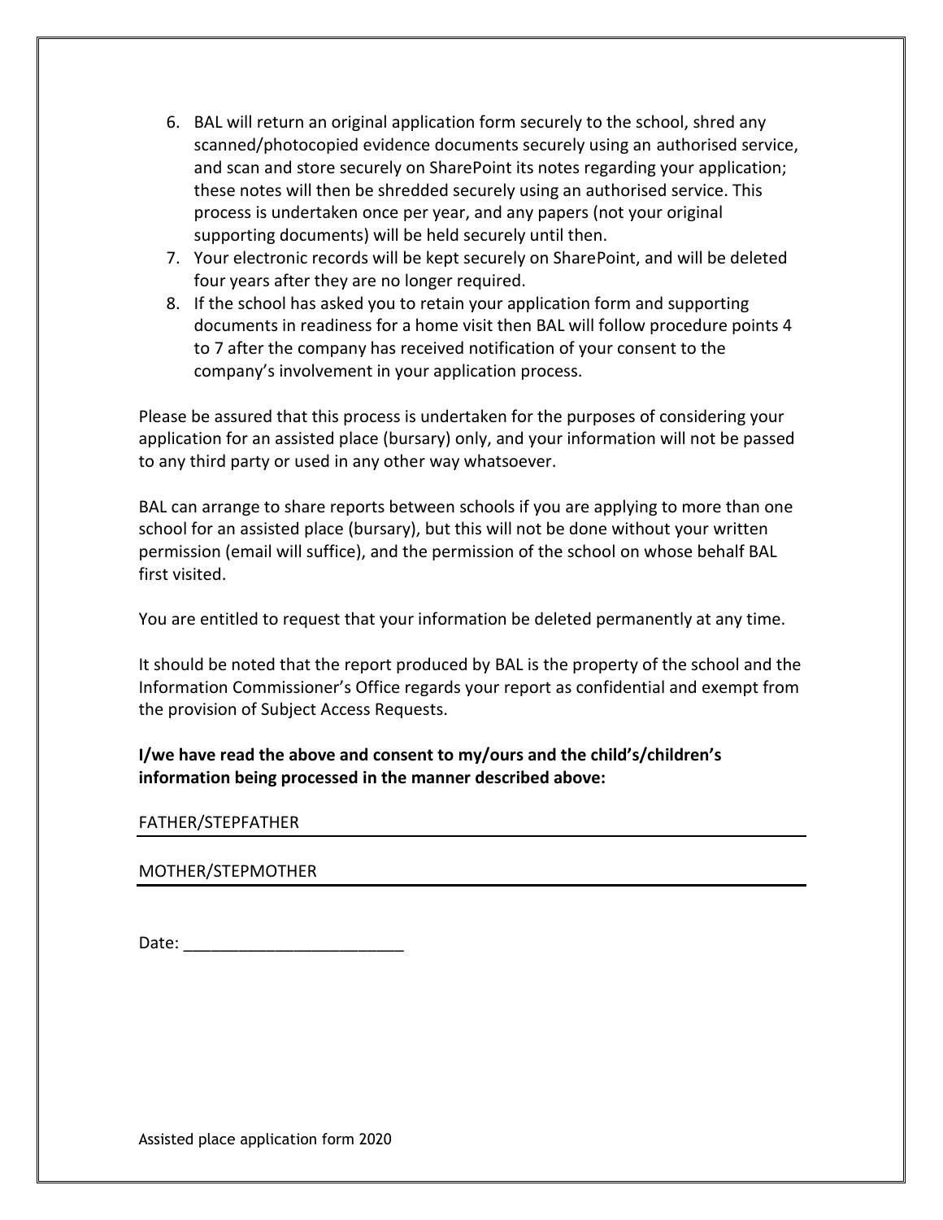6. BAL will return an original application form securely to the school, shred any scanned/photocopied evidence documents securely using an authorised service, and scan and store securely on SharePoint its notes regarding your application; these notes will then be shredded securely using an authorised service. This process is undertaken once per year, and any papers (not your original supporting documents) will be held securely until then.
7. Your electronic records will be kept securely on SharePoint, and will be deleted four years after they are no longer required.
8. If the school has asked you to retain your application form and supporting documents in readiness for a home visit then BAL will follow procedure points 4 to 7 after the company has received notification of your consent to the company's involvement in your application process.

Please be assured that this process is undertaken for the purposes of considering your application for an assisted place (bursary) only, and your information will not be passed to any third party or used in any other way whatsoever.

BAL can arrange to share reports between schools if you are applying to more than one school for an assisted place (bursary), but this will not be done without your written permission (email will suffice), and the permission of the school on whose behalf BAL first visited.

You are entitled to request that your information be deleted permanently at any time.

It should be noted that the report produced by BAL is the property of the school and the Information Commissioner's Office regards your report as confidential and exempt from the provision of Subject Access Requests.

**I/we have read the above and consent to my/ours and the child's/children's information being processed in the manner described above:**

FATHER/STEPFATHER ______________________________

MOTHER/STEPMOTHER ______________________________

Date: ________________________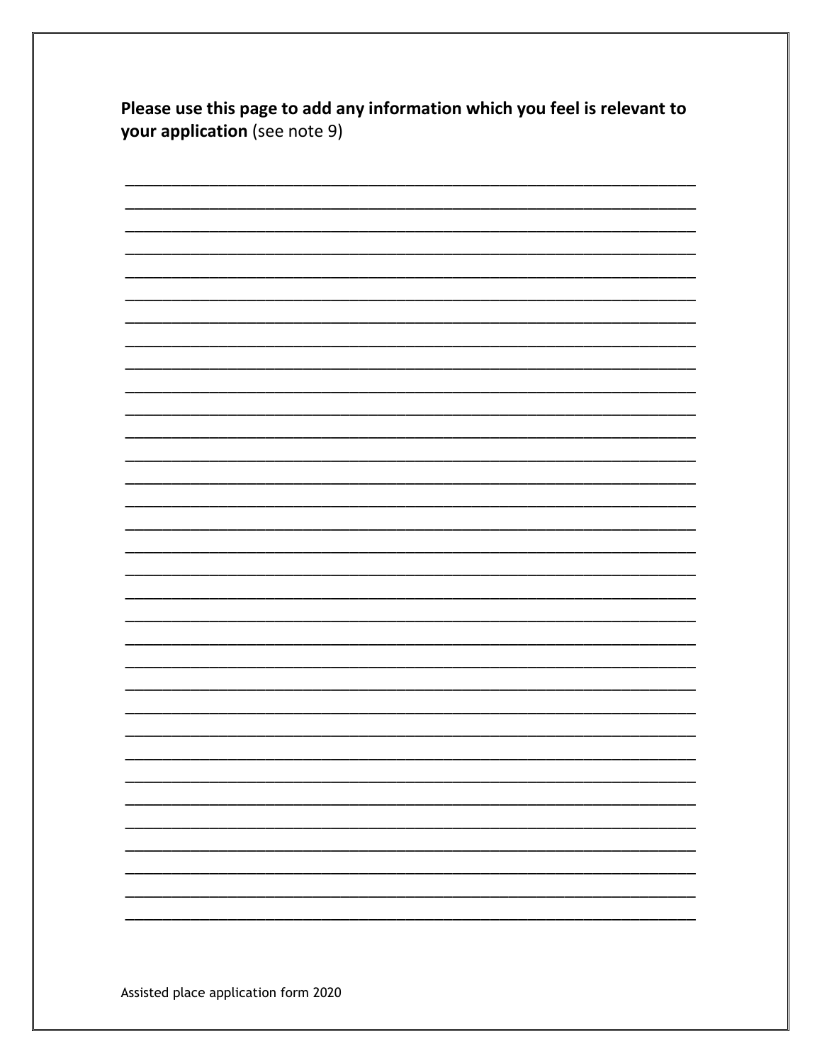**Please use this page to add any information which you feel is relevant to your application** (see note 9)

\_\_\_\_\_\_\_\_\_\_\_\_\_\_\_\_\_\_\_\_\_\_\_\_\_\_\_\_\_\_\_\_\_\_\_\_\_\_\_\_\_\_\_\_\_\_\_\_\_\_\_\_\_\_\_\_\_\_\_\_\_\_\_\_\_\_\_\_\_\_

\_\_\_\_\_\_\_\_\_\_\_\_\_\_\_\_\_\_\_\_\_\_\_\_\_\_\_\_\_\_\_\_\_\_\_\_\_\_\_\_\_\_\_\_\_\_\_\_\_\_\_\_\_\_\_\_\_\_\_\_\_\_\_\_\_\_\_\_\_\_

\_\_\_\_\_\_\_\_\_\_\_\_\_\_\_\_\_\_\_\_\_\_\_\_\_\_\_\_\_\_\_\_\_\_\_\_\_\_\_\_\_\_\_\_\_\_\_\_\_\_\_\_\_\_\_\_\_\_\_\_\_\_\_\_\_\_\_\_\_\_

\_\_\_\_\_\_\_\_\_\_\_\_\_\_\_\_\_\_\_\_\_\_\_\_\_\_\_\_\_\_\_\_\_\_\_\_\_\_\_\_\_\_\_\_\_\_\_\_\_\_\_\_\_\_\_\_\_\_\_\_\_\_\_\_\_\_\_\_\_\_

\_\_\_\_\_\_\_\_\_\_\_\_\_\_\_\_\_\_\_\_\_\_\_\_\_\_\_\_\_\_\_\_\_\_\_\_\_\_\_\_\_\_\_\_\_\_\_\_\_\_\_\_\_\_\_\_\_\_\_\_\_\_\_\_\_\_\_\_\_\_

\_\_\_\_\_\_\_\_\_\_\_\_\_\_\_\_\_\_\_\_\_\_\_\_\_\_\_\_\_\_\_\_\_\_\_\_\_\_\_\_\_\_\_\_\_\_\_\_\_\_\_\_\_\_\_\_\_\_\_\_\_\_\_\_\_\_\_\_\_\_

\_\_\_\_\_\_\_\_\_\_\_\_\_\_\_\_\_\_\_\_\_\_\_\_\_\_\_\_\_\_\_\_\_\_\_\_\_\_\_\_\_\_\_\_\_\_\_\_\_\_\_\_\_\_\_\_\_\_\_\_\_\_\_\_\_\_\_\_\_\_

\_\_\_\_\_\_\_\_\_\_\_\_\_\_\_\_\_\_\_\_\_\_\_\_\_\_\_\_\_\_\_\_\_\_\_\_\_\_\_\_\_\_\_\_\_\_\_\_\_\_\_\_\_\_\_\_\_\_\_\_\_\_\_\_\_\_\_\_\_\_

\_\_\_\_\_\_\_\_\_\_\_\_\_\_\_\_\_\_\_\_\_\_\_\_\_\_\_\_\_\_\_\_\_\_\_\_\_\_\_\_\_\_\_\_\_\_\_\_\_\_\_\_\_\_\_\_\_\_\_\_\_\_\_\_\_\_\_\_\_\_

\_\_\_\_\_\_\_\_\_\_\_\_\_\_\_\_\_\_\_\_\_\_\_\_\_\_\_\_\_\_\_\_\_\_\_\_\_\_\_\_\_\_\_\_\_\_\_\_\_\_\_\_\_\_\_\_\_\_\_\_\_\_\_\_\_\_\_\_\_\_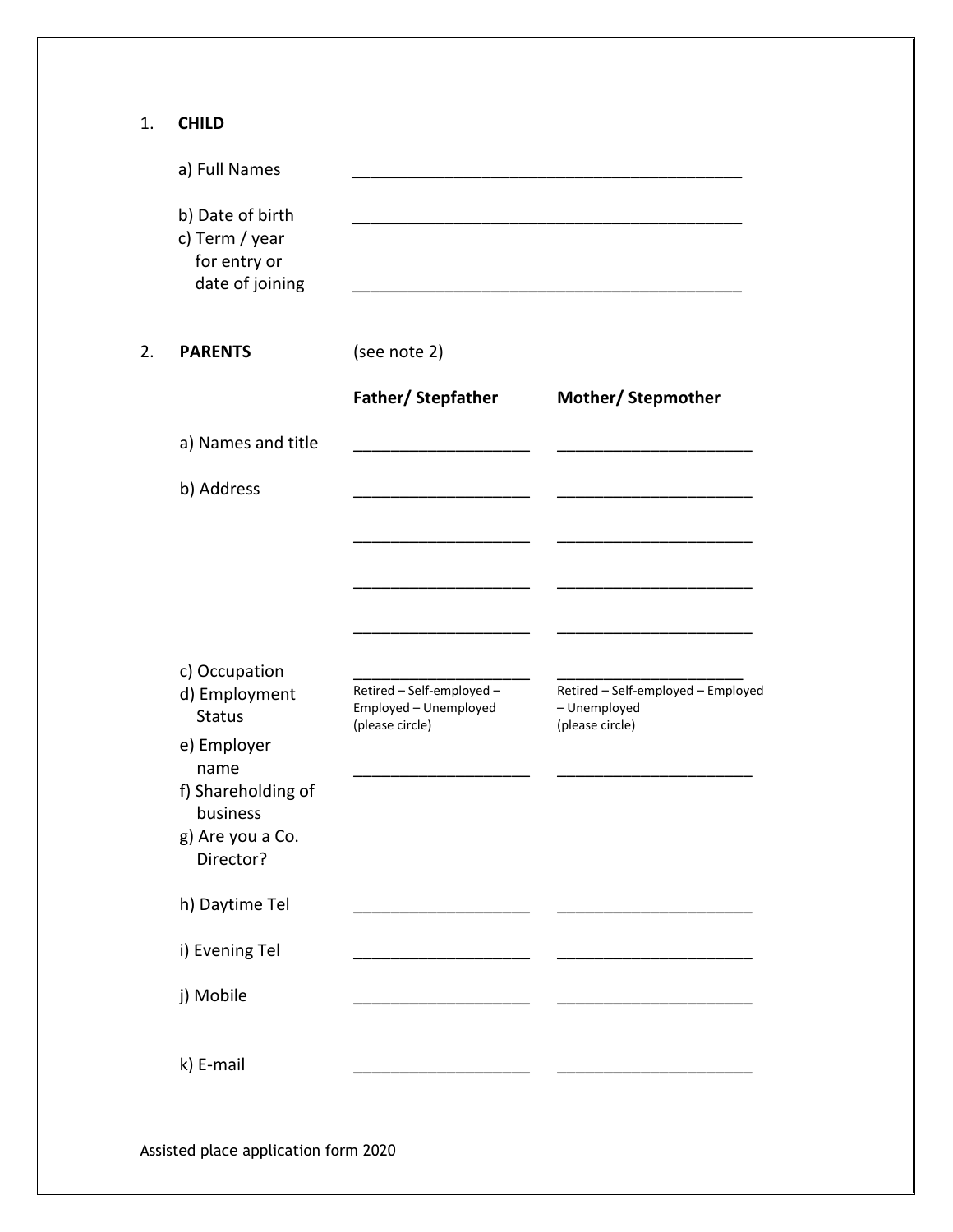1. **CHILD**

| | |
|---|---|
| a) Full Names | ___________________________________________ |
| b) Date of birth | ___________________________________________ |
| c) Term / year for entry or date of joining | ___________________________________________ |

2. **PARENTS** (see note 2)

| | **Father/ Stepfather** | **Mother/ Stepmother** |
|---|---|---|
| a) Names and title | ___________________ | _____________________ |
| b) Address | ___________________ | _____________________ |
| | ___________________ | _____________________ |
| | ___________________ | _____________________ |
| | ___________________ | _____________________ |
| c) Occupation | ___________________ | _____________________ |
| d) Employment Status | Retired – Self-employed – Employed – Unemployed (please circle) | Retired – Self-employed – Employed – Unemployed (please circle) |
| e) Employer name | ___________________ | _____________________ |
| f) Shareholding of business | | |
| g) Are you a Co. Director? | | |
| h) Daytime Tel | ___________________ | _____________________ |
| i) Evening Tel | ___________________ | _____________________ |
| j) Mobile | ___________________ | _____________________ |
| k) E-mail | ___________________ | _____________________ |

Assisted place application form 2020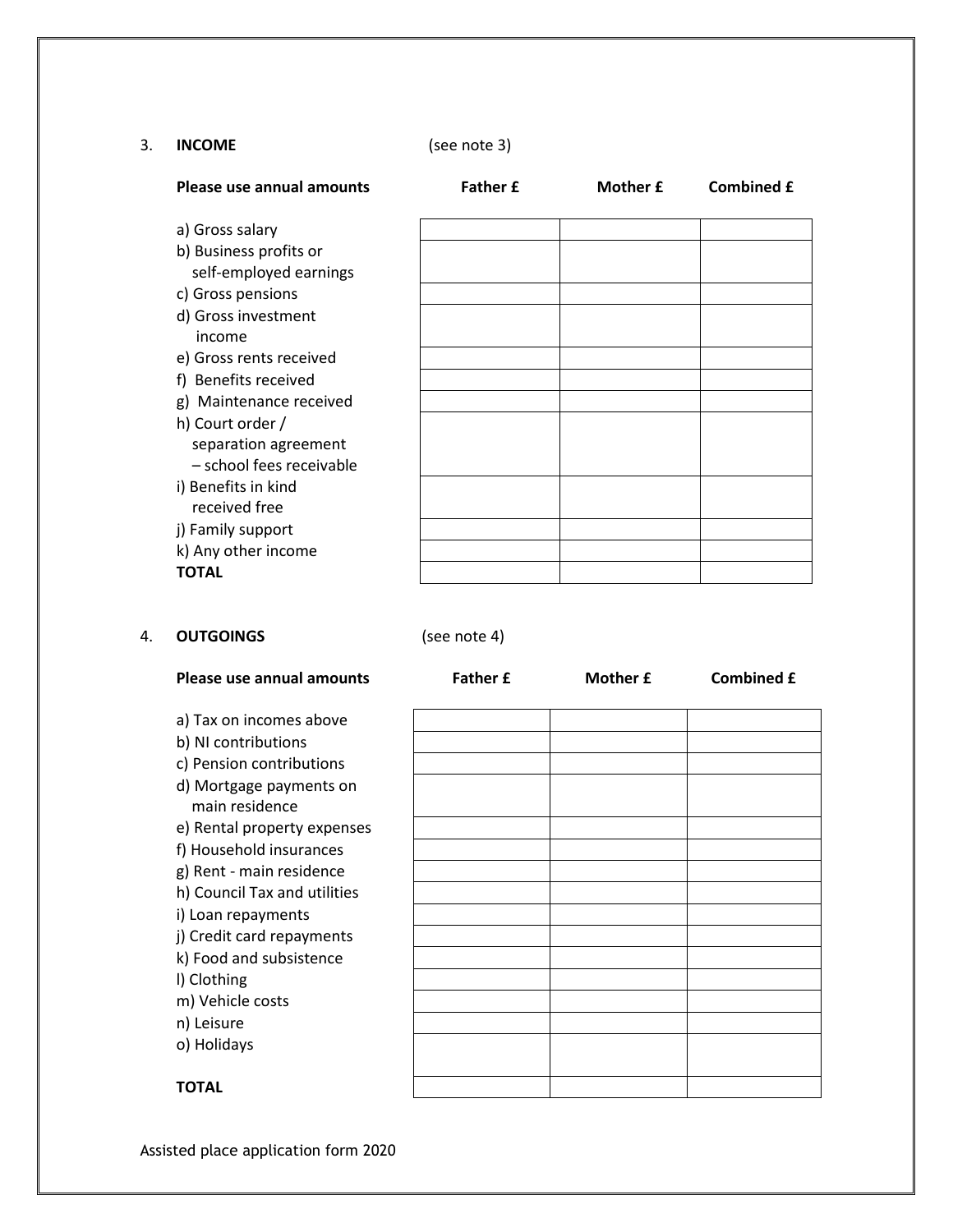## 3. INCOME (see note 3)

| Please use annual amounts | Father £ | Mother £ | Combined £ |
|---|---|---|---|
| a) Gross salary | | | |
| b) Business profits or self-employed earnings | | | |
| c) Gross pensions | | | |
| d) Gross investment income | | | |
| e) Gross rents received | | | |
| f) Benefits received | | | |
| g) Maintenance received | | | |
| h) Court order / separation agreement – school fees receivable | | | |
| i) Benefits in kind received free | | | |
| j) Family support | | | |
| k) Any other income | | | |
| **TOTAL** | | | |

## 4. OUTGOINGS (see note 4)

| Please use annual amounts | Father £ | Mother £ | Combined £ |
|---|---|---|---|
| a) Tax on incomes above | | | |
| b) NI contributions | | | |
| c) Pension contributions | | | |
| d) Mortgage payments on main residence | | | |
| e) Rental property expenses | | | |
| f) Household insurances | | | |
| g) Rent - main residence | | | |
| h) Council Tax and utilities | | | |
| i) Loan repayments | | | |
| j) Credit card repayments | | | |
| k) Food and subsistence | | | |
| l) Clothing | | | |
| m) Vehicle costs | | | |
| n) Leisure | | | |
| o) Holidays | | | |
| **TOTAL** | | | |

Assisted place application form 2020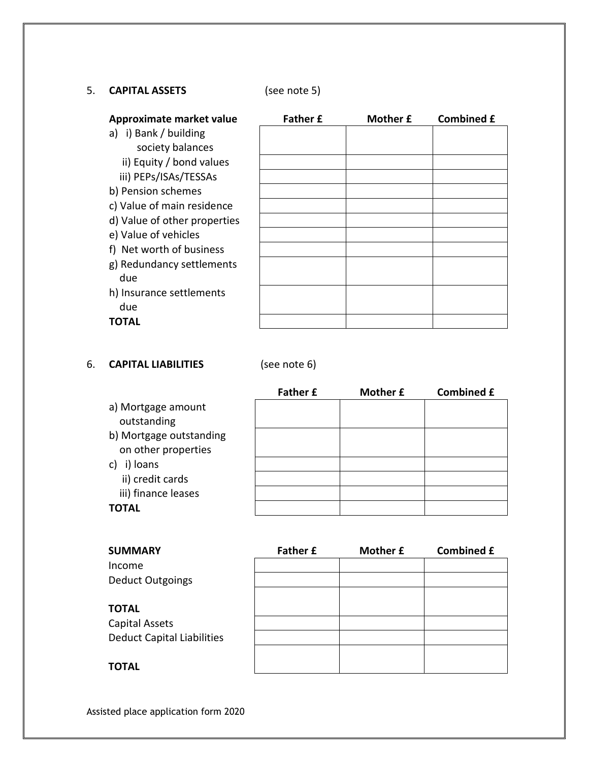## 5. CAPITAL ASSETS (see note 5)

| Approximate market value | Father £ | Mother £ | Combined £ |
|---|---|---|---|
| a) i) Bank / building society balances | | | |
| ii) Equity / bond values | | | |
| iii) PEPs/ISAs/TESSAs | | | |
| b) Pension schemes | | | |
| c) Value of main residence | | | |
| d) Value of other properties | | | |
| e) Value of vehicles | | | |
| f) Net worth of business | | | |
| g) Redundancy settlements due | | | |
| h) Insurance settlements due | | | |
| **TOTAL** | | | |

## 6. CAPITAL LIABILITIES (see note 6)

| | Father £ | Mother £ | Combined £ |
|---|---|---|---|
| a) Mortgage amount outstanding | | | |
| b) Mortgage outstanding on other properties | | | |
| c) i) loans | | | |
| ii) credit cards | | | |
| iii) finance leases | | | |
| **TOTAL** | | | |

| **SUMMARY** | Father £ | Mother £ | Combined £ |
|---|---|---|---|
| Income | | | |
| Deduct Outgoings | | | |
| **TOTAL** | | | |
| Capital Assets | | | |
| Deduct Capital Liabilities | | | |
| **TOTAL** | | | |

Assisted place application form 2020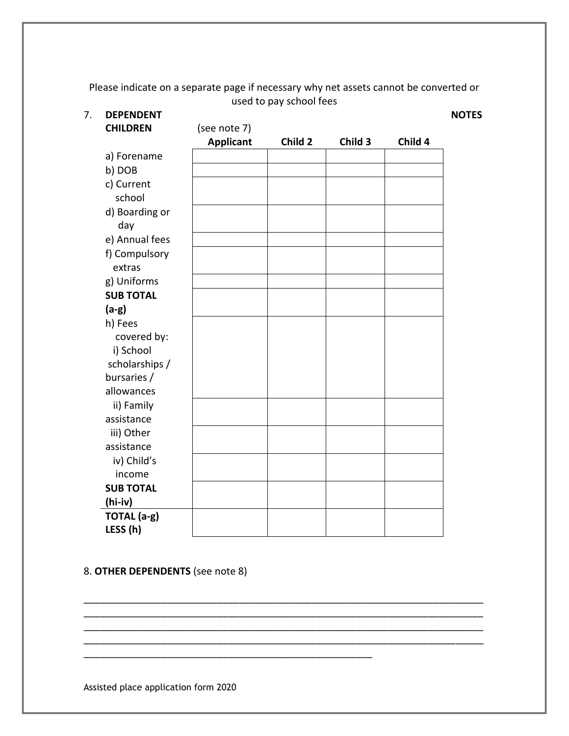Please indicate on a separate page if necessary why net assets cannot be converted or used to pay school fees

7. **DEPENDENT CHILDREN** (see note 7) **NOTES**

| | **Applicant** | **Child 2** | **Child 3** | **Child 4** |
|---|---|---|---|---|
| a) Forename | | | | |
| b) DOB | | | | |
| c) Current school | | | | |
| d) Boarding or day | | | | |
| e) Annual fees | | | | |
| f) Compulsory extras | | | | |
| g) Uniforms | | | | |
| **SUB TOTAL (a-g)** | | | | |
| h) Fees covered by: i) School scholarships / bursaries / allowances | | | | |
| ii) Family assistance | | | | |
| iii) Other assistance | | | | |
| iv) Child's income | | | | |
| **SUB TOTAL (hi-iv)** | | | | |
| **TOTAL (a-g) LESS (h)** | | | | |

8. **OTHER DEPENDENTS** (see note 8)

_____________________________________________________________________________
_____________________________________________________________________________
_____________________________________________________________________________
_____________________________________________________________________________
_______________________________________________________

Assisted place application form 2020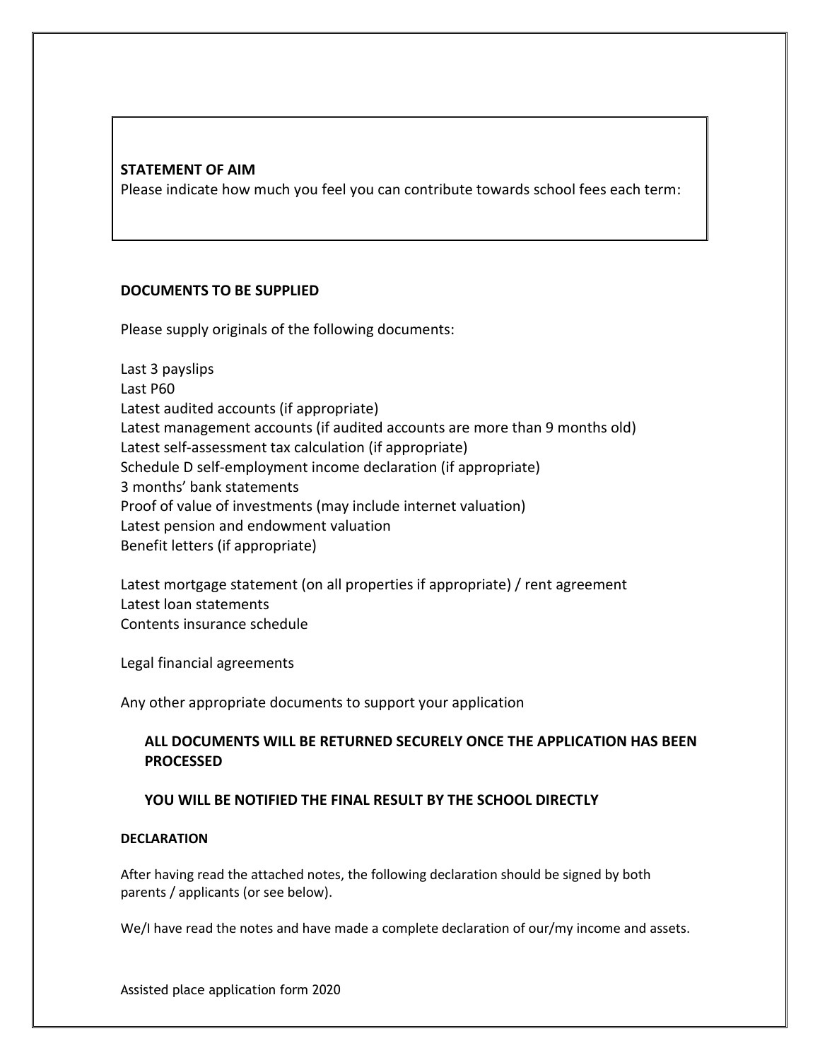**STATEMENT OF AIM**

Please indicate how much you feel you can contribute towards school fees each term:

**DOCUMENTS TO BE SUPPLIED**

Please supply originals of the following documents:

Last 3 payslips
Last P60
Latest audited accounts (if appropriate)
Latest management accounts (if audited accounts are more than 9 months old)
Latest self-assessment tax calculation (if appropriate)
Schedule D self-employment income declaration (if appropriate)
3 months' bank statements
Proof of value of investments (may include internet valuation)
Latest pension and endowment valuation
Benefit letters (if appropriate)

Latest mortgage statement (on all properties if appropriate) / rent agreement
Latest loan statements
Contents insurance schedule

Legal financial agreements

Any other appropriate documents to support your application

**ALL DOCUMENTS WILL BE RETURNED SECURELY ONCE THE APPLICATION HAS BEEN PROCESSED**

**YOU WILL BE NOTIFIED THE FINAL RESULT BY THE SCHOOL DIRECTLY**

**DECLARATION**

After having read the attached notes, the following declaration should be signed by both parents / applicants (or see below).

We/I have read the notes and have made a complete declaration of our/my income and assets.

Assisted place application form 2020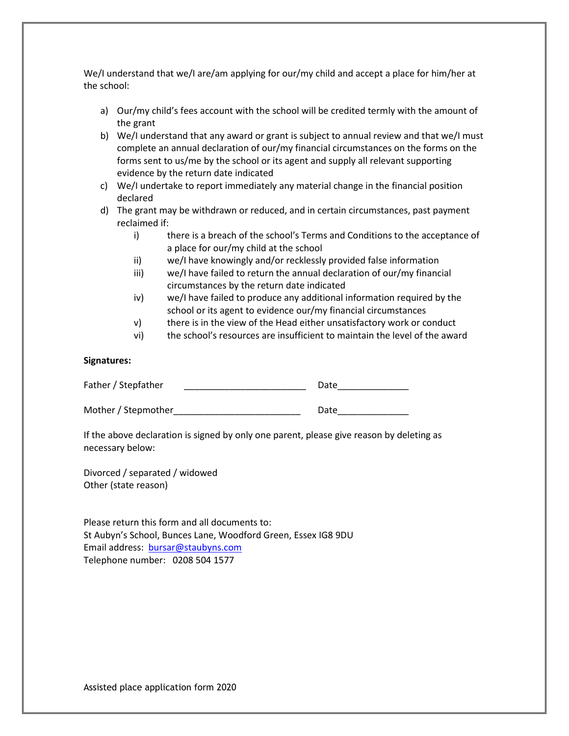We/I understand that we/I are/am applying for our/my child and accept a place for him/her at the school:

a) Our/my child's fees account with the school will be credited termly with the amount of the grant
b) We/I understand that any award or grant is subject to annual review and that we/I must complete an annual declaration of our/my financial circumstances on the forms on the forms sent to us/me by the school or its agent and supply all relevant supporting evidence by the return date indicated
c) We/I undertake to report immediately any material change in the financial position declared
d) The grant may be withdrawn or reduced, and in certain circumstances, past payment reclaimed if:
    i) there is a breach of the school's Terms and Conditions to the acceptance of a place for our/my child at the school
    ii) we/I have knowingly and/or recklessly provided false information
    iii) we/I have failed to return the annual declaration of our/my financial circumstances by the return date indicated
    iv) we/I have failed to produce any additional information required by the school or its agent to evidence our/my financial circumstances
    v) there is in the view of the Head either unsatisfactory work or conduct
    vi) the school's resources are insufficient to maintain the level of the award

**Signatures:**

Father / Stepfather ________________________ Date______________

Mother / Stepmother________________________ Date______________

If the above declaration is signed by only one parent, please give reason by deleting as necessary below:

Divorced / separated / widowed
Other (state reason)

Please return this form and all documents to:
St Aubyn's School, Bunces Lane, Woodford Green, Essex IG8 9DU
Email address: bursar@staubyns.com
Telephone number: 0208 504 1577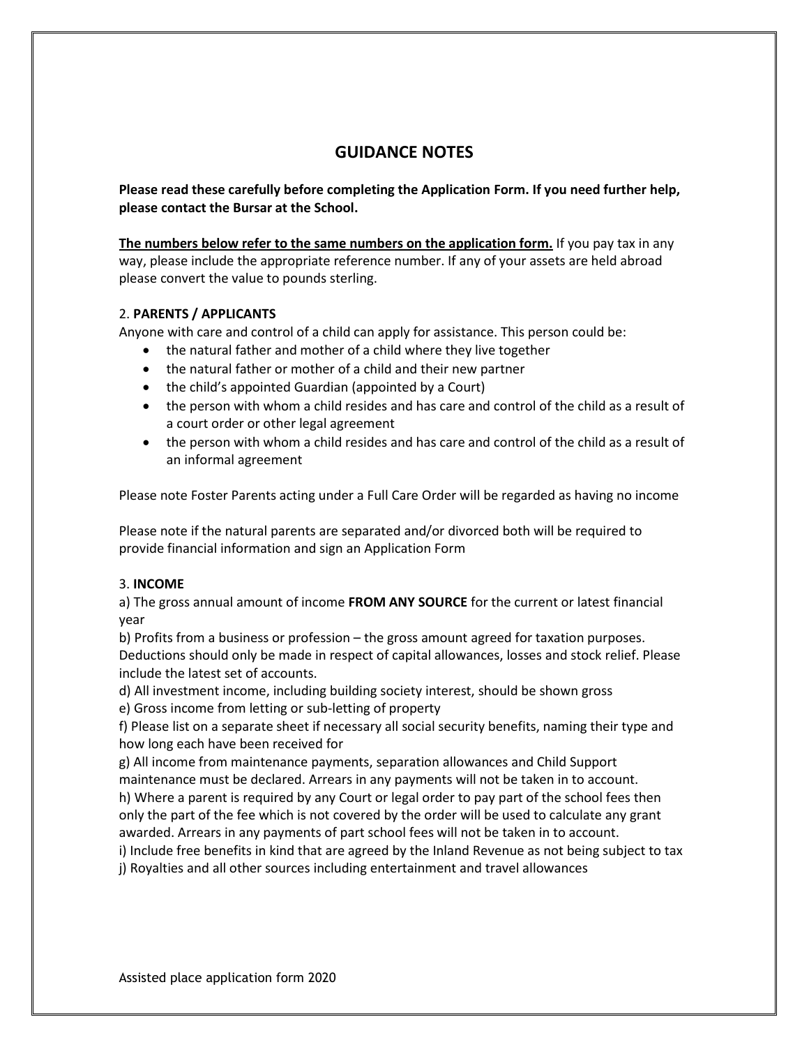# GUIDANCE NOTES

**Please read these carefully before completing the Application Form. If you need further help, please contact the Bursar at the School.**

**The numbers below refer to the same numbers on the application form.** If you pay tax in any way, please include the appropriate reference number. If any of your assets are held abroad please convert the value to pounds sterling.

2. **PARENTS / APPLICANTS**

Anyone with care and control of a child can apply for assistance. This person could be:

- the natural father and mother of a child where they live together
- the natural father or mother of a child and their new partner
- the child's appointed Guardian (appointed by a Court)
- the person with whom a child resides and has care and control of the child as a result of a court order or other legal agreement
- the person with whom a child resides and has care and control of the child as a result of an informal agreement

Please note Foster Parents acting under a Full Care Order will be regarded as having no income

Please note if the natural parents are separated and/or divorced both will be required to provide financial information and sign an Application Form

3. **INCOME**

a) The gross annual amount of income **FROM ANY SOURCE** for the current or latest financial year

b) Profits from a business or profession – the gross amount agreed for taxation purposes. Deductions should only be made in respect of capital allowances, losses and stock relief. Please include the latest set of accounts.

d) All investment income, including building society interest, should be shown gross

e) Gross income from letting or sub-letting of property

f) Please list on a separate sheet if necessary all social security benefits, naming their type and how long each have been received for

g) All income from maintenance payments, separation allowances and Child Support maintenance must be declared. Arrears in any payments will not be taken in to account.

h) Where a parent is required by any Court or legal order to pay part of the school fees then only the part of the fee which is not covered by the order will be used to calculate any grant awarded. Arrears in any payments of part school fees will not be taken in to account.

i) Include free benefits in kind that are agreed by the Inland Revenue as not being subject to tax

j) Royalties and all other sources including entertainment and travel allowances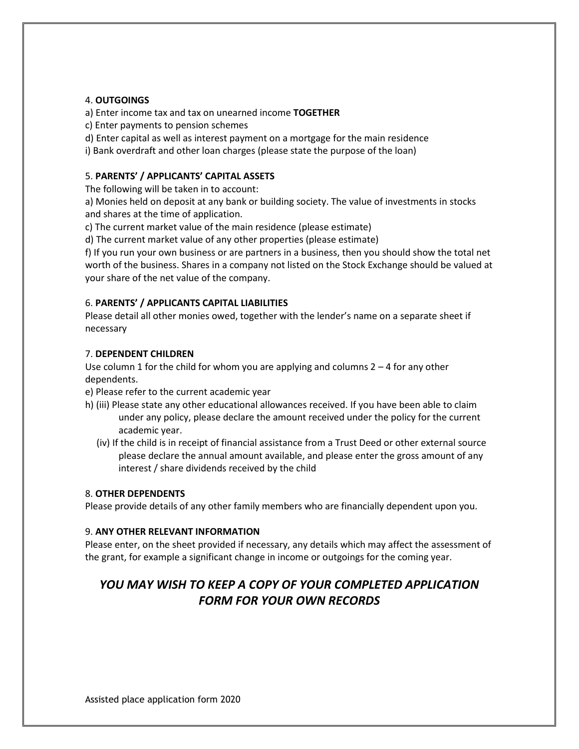4. **OUTGOINGS**

a) Enter income tax and tax on unearned income **TOGETHER**

c) Enter payments to pension schemes

d) Enter capital as well as interest payment on a mortgage for the main residence

i) Bank overdraft and other loan charges (please state the purpose of the loan)

5. **PARENTS' / APPLICANTS' CAPITAL ASSETS**

The following will be taken in to account:

a) Monies held on deposit at any bank or building society. The value of investments in stocks and shares at the time of application.

c) The current market value of the main residence (please estimate)

d) The current market value of any other properties (please estimate)

f) If you run your own business or are partners in a business, then you should show the total net worth of the business. Shares in a company not listed on the Stock Exchange should be valued at your share of the net value of the company.

6. **PARENTS' / APPLICANTS CAPITAL LIABILITIES**

Please detail all other monies owed, together with the lender's name on a separate sheet if necessary

7. **DEPENDENT CHILDREN**

Use column 1 for the child for whom you are applying and columns 2 – 4 for any other dependents.

e) Please refer to the current academic year

h) (iii) Please state any other educational allowances received. If you have been able to claim under any policy, please declare the amount received under the policy for the current academic year.

(iv) If the child is in receipt of financial assistance from a Trust Deed or other external source please declare the annual amount available, and please enter the gross amount of any interest / share dividends received by the child

8. **OTHER DEPENDENTS**

Please provide details of any other family members who are financially dependent upon you.

9. **ANY OTHER RELEVANT INFORMATION**

Please enter, on the sheet provided if necessary, any details which may affect the assessment of the grant, for example a significant change in income or outgoings for the coming year.

## ***YOU MAY WISH TO KEEP A COPY OF YOUR COMPLETED APPLICATION FORM FOR YOUR OWN RECORDS***